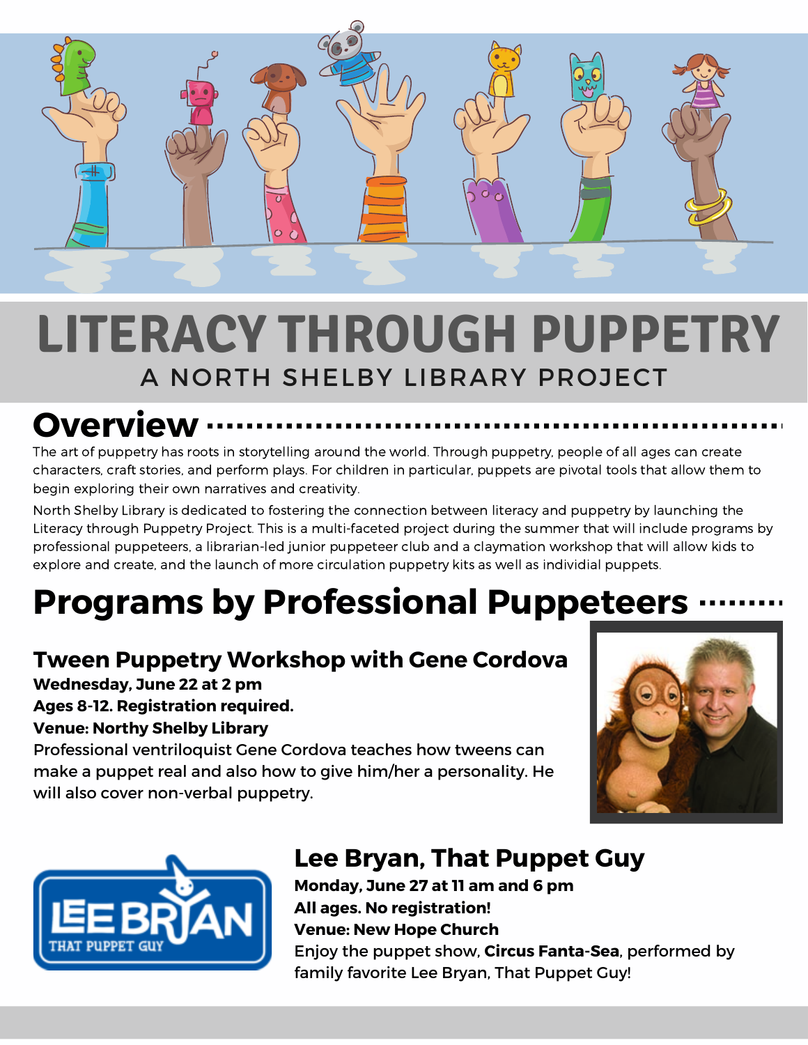# LITERACY THROUGH PUPPETRY

A NORTH SHELBY LIBRARY PROJECT

## Overview

The art of puppetry has roots in storytelling around the world. Through puppetry, people of all ages can create characters, craft stories, and perform plays. For children in particular, puppets are pivotal tools that allow them to begin exploring their own narratives and creativity.

North Shelby Library is dedicated to fostering the connection between literacy and puppetry by launching the Literacy through Puppetry Project. This is a multi-faceted project during the summer that will include programs by professional puppeteers, a librarian-led junior puppeteer club and a claymation workshop that will allow kids to explore and create, and the launch of more circulation puppetry kits as well as individial puppets.

## Programs by Professional Puppeteers

### Tween Puppetry Workshop with Gene Cordova

**Wednesday, June 22 at 2 pm**
**Ages 8-12. Registration required.**
**Venue: Northy Shelby Library**

Professional ventriloquist Gene Cordova teaches how tweens can make a puppet real and also how to give him/her a personality. He will also cover non-verbal puppetry.

### Lee Bryan, That Puppet Guy

**Monday, June 27 at 11 am and 6 pm**
**All ages. No registration!**
**Venue: New Hope Church**

Enjoy the puppet show, **Circus Fanta-Sea**, performed by family favorite Lee Bryan, That Puppet Guy!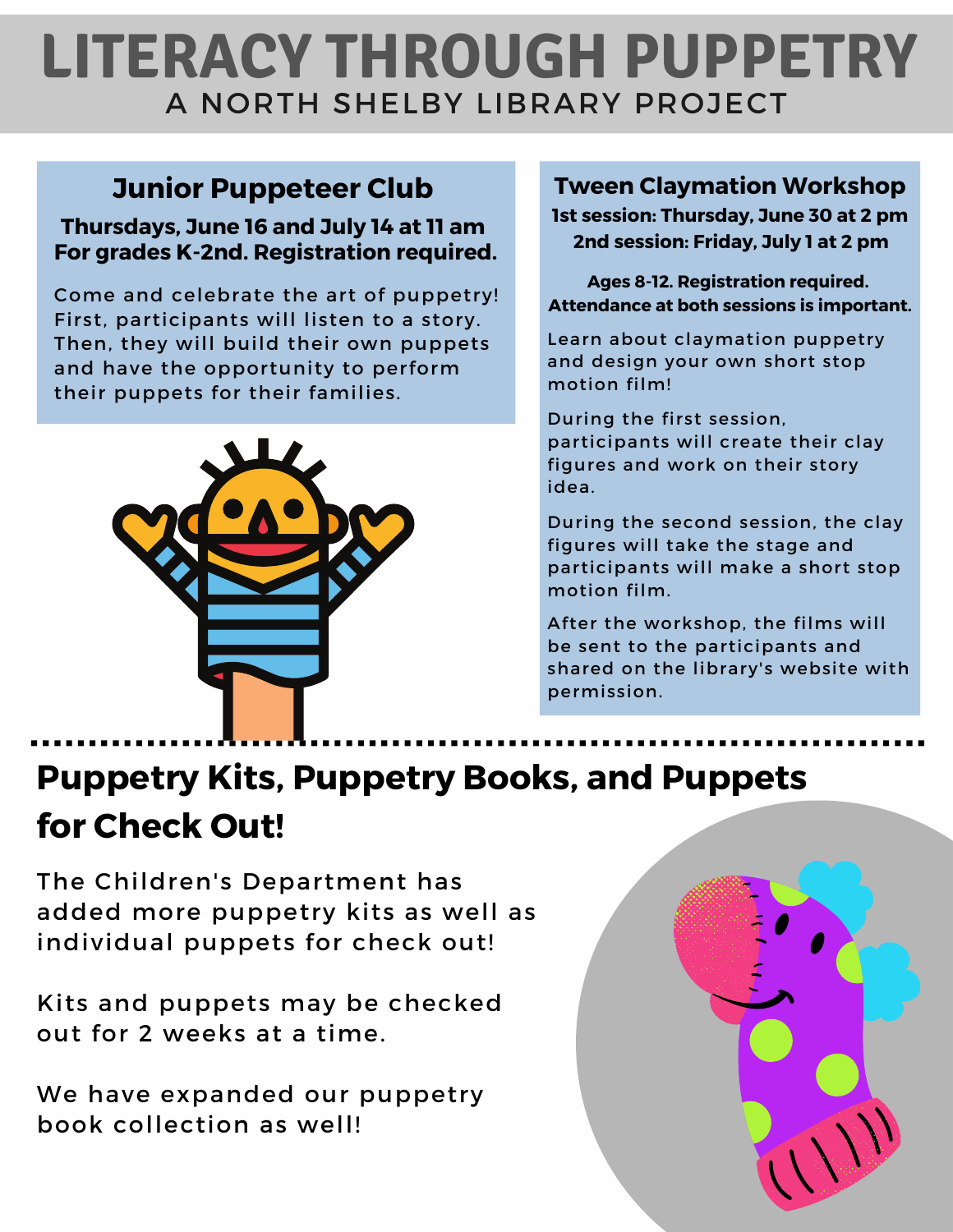# LITERACY THROUGH PUPPETRY

A NORTH SHELBY LIBRARY PROJECT

## Junior Puppeteer Club

**Thursdays, June 16 and July 14 at 11 am**
**For grades K-2nd. Registration required.**

Come and celebrate the art of puppetry! First, participants will listen to a story. Then, they will build their own puppets and have the opportunity to perform their puppets for their families.

## Tween Claymation Workshop

**1st session: Thursday, June 30 at 2 pm**
**2nd session: Friday, July 1 at 2 pm**

**Ages 8-12. Registration required.**
**Attendance at both sessions is important.**

Learn about claymation puppetry and design your own short stop motion film!

During the first session, participants will create their clay figures and work on their story idea.

During the second session, the clay figures will take the stage and participants will make a short stop motion film.

After the workshop, the films will be sent to the participants and shared on the library's website with permission.

## Puppetry Kits, Puppetry Books, and Puppets for Check Out!

The Children's Department has added more puppetry kits as well as individual puppets for check out!

Kits and puppets may be checked out for 2 weeks at a time.

We have expanded our puppetry book collection as well!